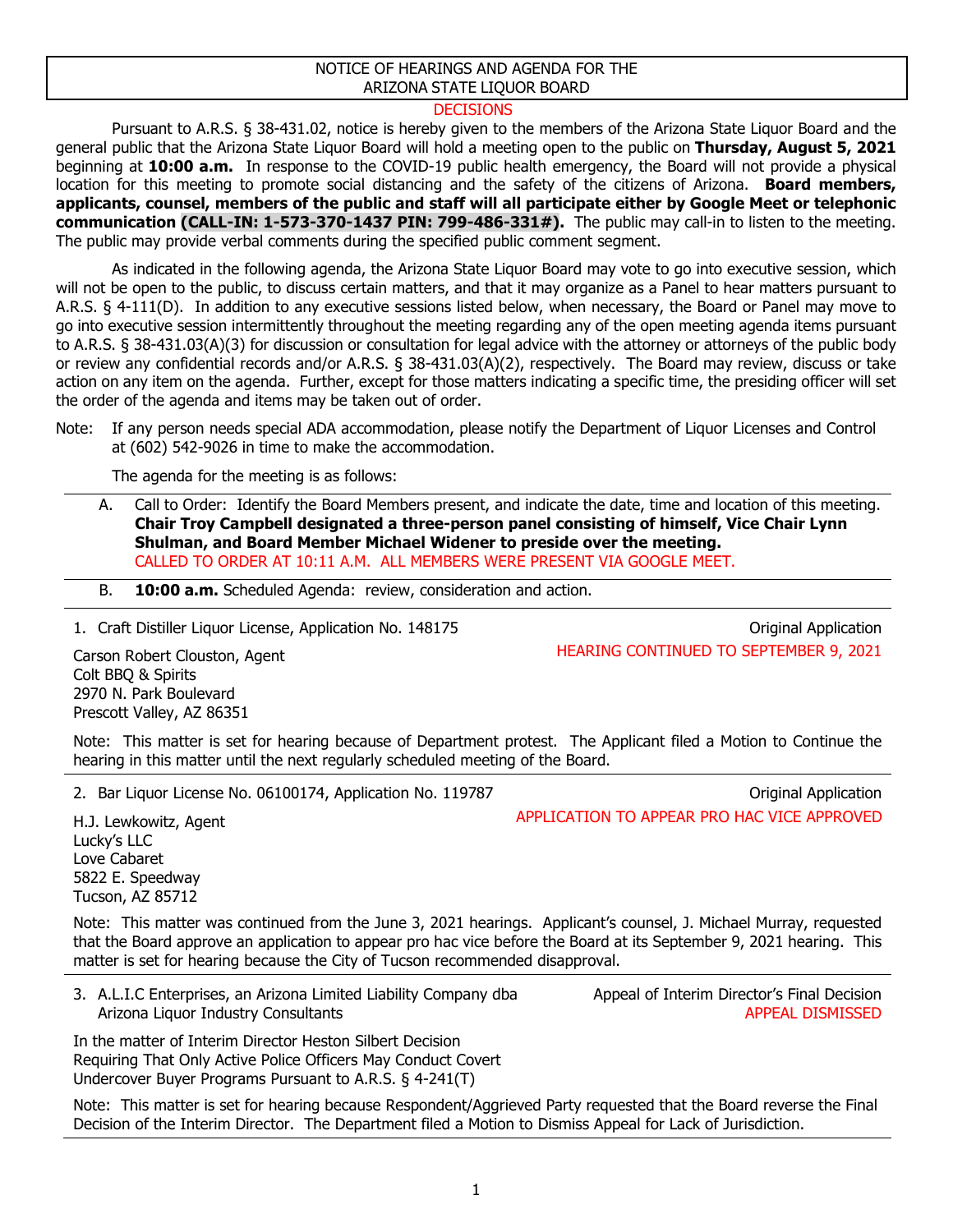# NOTICE OF HEARINGS AND AGENDA FOR THE ARIZONA STATE LIQUOR BOARD

DECISIONS

Pursuant to A.R.S. § 38-431.02, notice is hereby given to the members of the Arizona State Liquor Board and the general public that the Arizona State Liquor Board will hold a meeting open to the public on **Thursday, August 5, 2021** beginning at **10:00 a.m.** In response to the COVID-19 public health emergency, the Board will not provide a physical location for this meeting to promote social distancing and the safety of the citizens of Arizona. **Board members, applicants, counsel, members of the public and staff will all participate either by Google Meet or telephonic communication (CALL-IN: 1-573-370-1437 PIN: 799-486-331#).** The public may call-in to listen to the meeting. The public may provide verbal comments during the specified public comment segment.

As indicated in the following agenda, the Arizona State Liquor Board may vote to go into executive session, which will not be open to the public, to discuss certain matters, and that it may organize as a Panel to hear matters pursuant to A.R.S. § 4-111(D). In addition to any executive sessions listed below, when necessary, the Board or Panel may move to go into executive session intermittently throughout the meeting regarding any of the open meeting agenda items pursuant to A.R.S. § 38-431.03(A)(3) for discussion or consultation for legal advice with the attorney or attorneys of the public body or review any confidential records and/or A.R.S. § 38-431.03(A)(2), respectively. The Board may review, discuss or take action on any item on the agenda. Further, except for those matters indicating a specific time, the presiding officer will set the order of the agenda and items may be taken out of order.

Note: If any person needs special ADA accommodation, please notify the Department of Liquor Licenses and Control at (602) 542-9026 in time to make the accommodation.

The agenda for the meeting is as follows:

A. Call to Order: Identify the Board Members present, and indicate the date, time and location of this meeting. **Chair Troy Campbell designated a three-person panel consisting of himself, Vice Chair Lynn Shulman, and Board Member Michael Widener to preside over the meeting.**
CALLED TO ORDER AT 10:11 A.M. ALL MEMBERS WERE PRESENT VIA GOOGLE MEET.

B. **10:00 a.m.** Scheduled Agenda: review, consideration and action.

---

1. Craft Distiller Liquor License, Application No. 148175 — Original Application
HEARING CONTINUED TO SEPTEMBER 9, 2021

Carson Robert Clouston, Agent
Colt BBQ & Spirits
2970 N. Park Boulevard
Prescott Valley, AZ 86351

Note: This matter is set for hearing because of Department protest. The Applicant filed a Motion to Continue the hearing in this matter until the next regularly scheduled meeting of the Board.

---

2. Bar Liquor License No. 06100174, Application No. 119787 — Original Application
APPLICATION TO APPEAR PRO HAC VICE APPROVED

H.J. Lewkowitz, Agent
Lucky's LLC
Love Cabaret
5822 E. Speedway
Tucson, AZ 85712

Note: This matter was continued from the June 3, 2021 hearings. Applicant's counsel, J. Michael Murray, requested that the Board approve an application to appear pro hac vice before the Board at its September 9, 2021 hearing. This matter is set for hearing because the City of Tucson recommended disapproval.

---

3. A.L.I.C Enterprises, an Arizona Limited Liability Company dba Arizona Liquor Industry Consultants — Appeal of Interim Director's Final Decision
APPEAL DISMISSED

In the matter of Interim Director Heston Silbert Decision Requiring That Only Active Police Officers May Conduct Covert Undercover Buyer Programs Pursuant to A.R.S. § 4-241(T)

Note: This matter is set for hearing because Respondent/Aggrieved Party requested that the Board reverse the Final Decision of the Interim Director. The Department filed a Motion to Dismiss Appeal for Lack of Jurisdiction.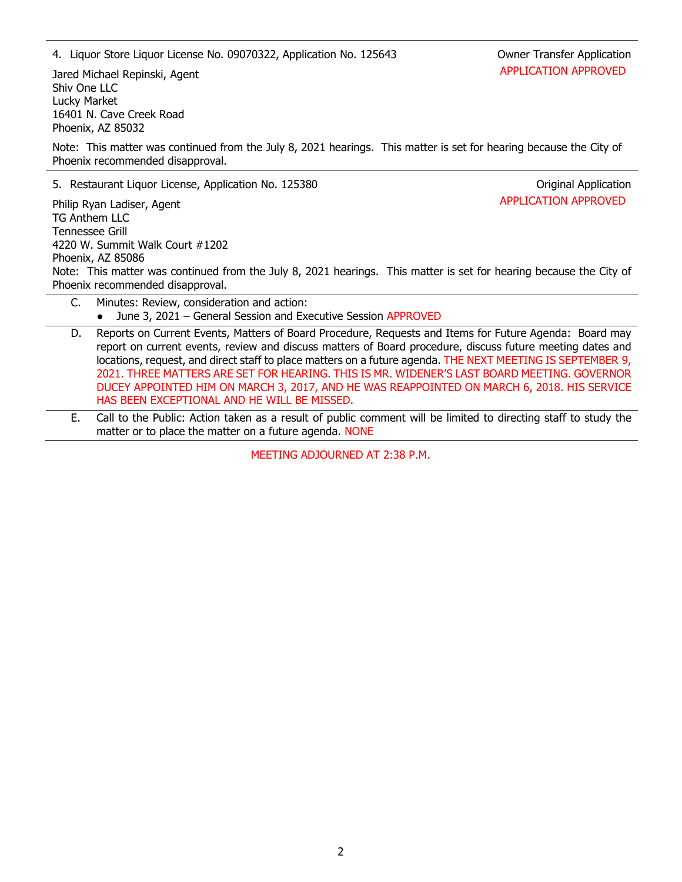4. Liquor Store Liquor License No. 09070322, Application No. 125643 — Owner Transfer Application

APPLICATION APPROVED

Jared Michael Repinski, Agent
Shiv One LLC
Lucky Market
16401 N. Cave Creek Road
Phoenix, AZ 85032

Note: This matter was continued from the July 8, 2021 hearings. This matter is set for hearing because the City of Phoenix recommended disapproval.

5. Restaurant Liquor License, Application No. 125380 — Original Application

APPLICATION APPROVED

Philip Ryan Ladiser, Agent
TG Anthem LLC
Tennessee Grill
4220 W. Summit Walk Court #1202
Phoenix, AZ 85086

Note: This matter was continued from the July 8, 2021 hearings. This matter is set for hearing because the City of Phoenix recommended disapproval.

C. Minutes: Review, consideration and action:
   - June 3, 2021 – General Session and Executive Session APPROVED

D. Reports on Current Events, Matters of Board Procedure, Requests and Items for Future Agenda: Board may report on current events, review and discuss matters of Board procedure, discuss future meeting dates and locations, request, and direct staff to place matters on a future agenda. THE NEXT MEETING IS SEPTEMBER 9, 2021. THREE MATTERS ARE SET FOR HEARING. THIS IS MR. WIDENER'S LAST BOARD MEETING. GOVERNOR DUCEY APPOINTED HIM ON MARCH 3, 2017, AND HE WAS REAPPOINTED ON MARCH 6, 2018. HIS SERVICE HAS BEEN EXCEPTIONAL AND HE WILL BE MISSED.

E. Call to the Public: Action taken as a result of public comment will be limited to directing staff to study the matter or to place the matter on a future agenda. NONE

MEETING ADJOURNED AT 2:38 P.M.